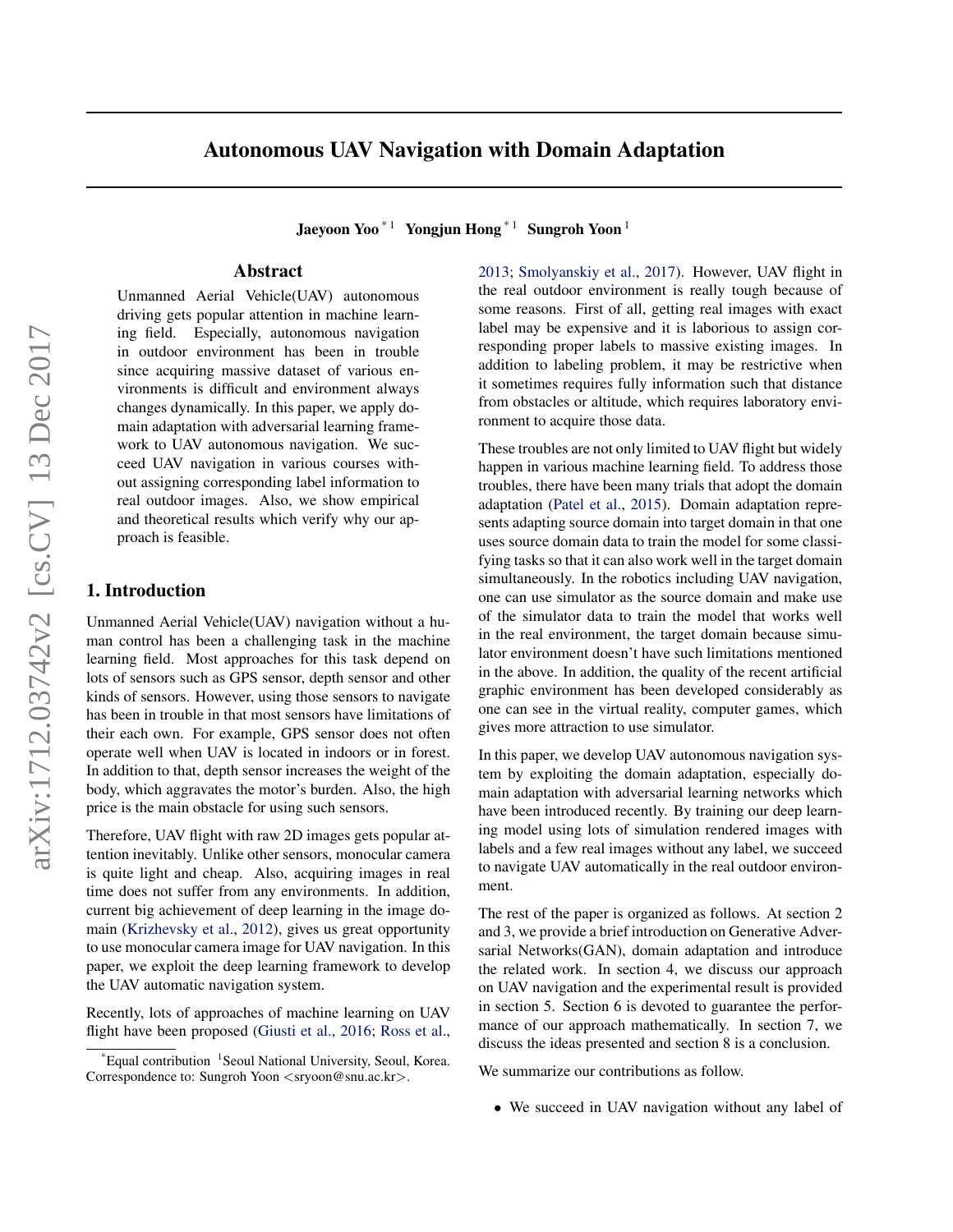# Autonomous UAV Navigation with Domain Adaptation

**Jaeyoon Yoo** [*1] **Yongjun Hong** [*1] **Sungroh Yoon** [1]

## Abstract

Unmanned Aerial Vehicle(UAV) autonomous driving gets popular attention in machine learning field. Especially, autonomous navigation in outdoor environment has been in trouble since acquiring massive dataset of various environments is difficult and environment always changes dynamically. In this paper, we apply domain adaptation with adversarial learning framework to UAV autonomous navigation. We succeed UAV navigation in various courses without assigning corresponding label information to real outdoor images. Also, we show empirical and theoretical results which verify why our approach is feasible.

## 1. Introduction

Unmanned Aerial Vehicle(UAV) navigation without a human control has been a challenging task in the machine learning field. Most approaches for this task depend on lots of sensors such as GPS sensor, depth sensor and other kinds of sensors. However, using those sensors to navigate has been in trouble in that most sensors have limitations of their each own. For example, GPS sensor does not often operate well when UAV is located in indoors or in forest. In addition to that, depth sensor increases the weight of the body, which aggravates the motor's burden. Also, the high price is the main obstacle for using such sensors.

Therefore, UAV flight with raw 2D images gets popular attention inevitably. Unlike other sensors, monocular camera is quite light and cheap. Also, acquiring images in real time does not suffer from any environments. In addition, current big achievement of deep learning in the image domain (Krizhevsky et al., 2012), gives us great opportunity to use monocular camera image for UAV navigation. In this paper, we exploit the deep learning framework to develop the UAV automatic navigation system.

Recently, lots of approaches of machine learning on UAV flight have been proposed (Giusti et al., 2016; Ross et al., 2013; Smolyanskiy et al., 2017). However, UAV flight in the real outdoor environment is really tough because of some reasons. First of all, getting real images with exact label may be expensive and it is laborious to assign corresponding proper labels to massive existing images. In addition to labeling problem, it may be restrictive when it sometimes requires fully information such that distance from obstacles or altitude, which requires laboratory environment to acquire those data.

These troubles are not only limited to UAV flight but widely happen in various machine learning field. To address those troubles, there have been many trials that adopt the domain adaptation (Patel et al., 2015). Domain adaptation represents adapting source domain into target domain in that one uses source domain data to train the model for some classifying tasks so that it can also work well in the target domain simultaneously. In the robotics including UAV navigation, one can use simulator as the source domain and make use of the simulator data to train the model that works well in the real environment, the target domain because simulator environment doesn't have such limitations mentioned in the above. In addition, the quality of the recent artificial graphic environment has been developed considerably as one can see in the virtual reality, computer games, which gives more attraction to use simulator.

In this paper, we develop UAV autonomous navigation system by exploiting the domain adaptation, especially domain adaptation with adversarial learning networks which have been introduced recently. By training our deep learning model using lots of simulation rendered images with labels and a few real images without any label, we succeed to navigate UAV automatically in the real outdoor environment.

The rest of the paper is organized as follows. At section 2 and 3, we provide a brief introduction on Generative Adversarial Networks(GAN), domain adaptation and introduce the related work. In section 4, we discuss our approach on UAV navigation and the experimental result is provided in section 5. Section 6 is devoted to guarantee the performance of our approach mathematically. In section 7, we discuss the ideas presented and section 8 is a conclusion.

We summarize our contributions as follow.

- We succeed in UAV navigation without any label of

[*]Equal contribution [1]Seoul National University, Seoul, Korea. Correspondence to: Sungroh Yoon <sryoon@snu.ac.kr>.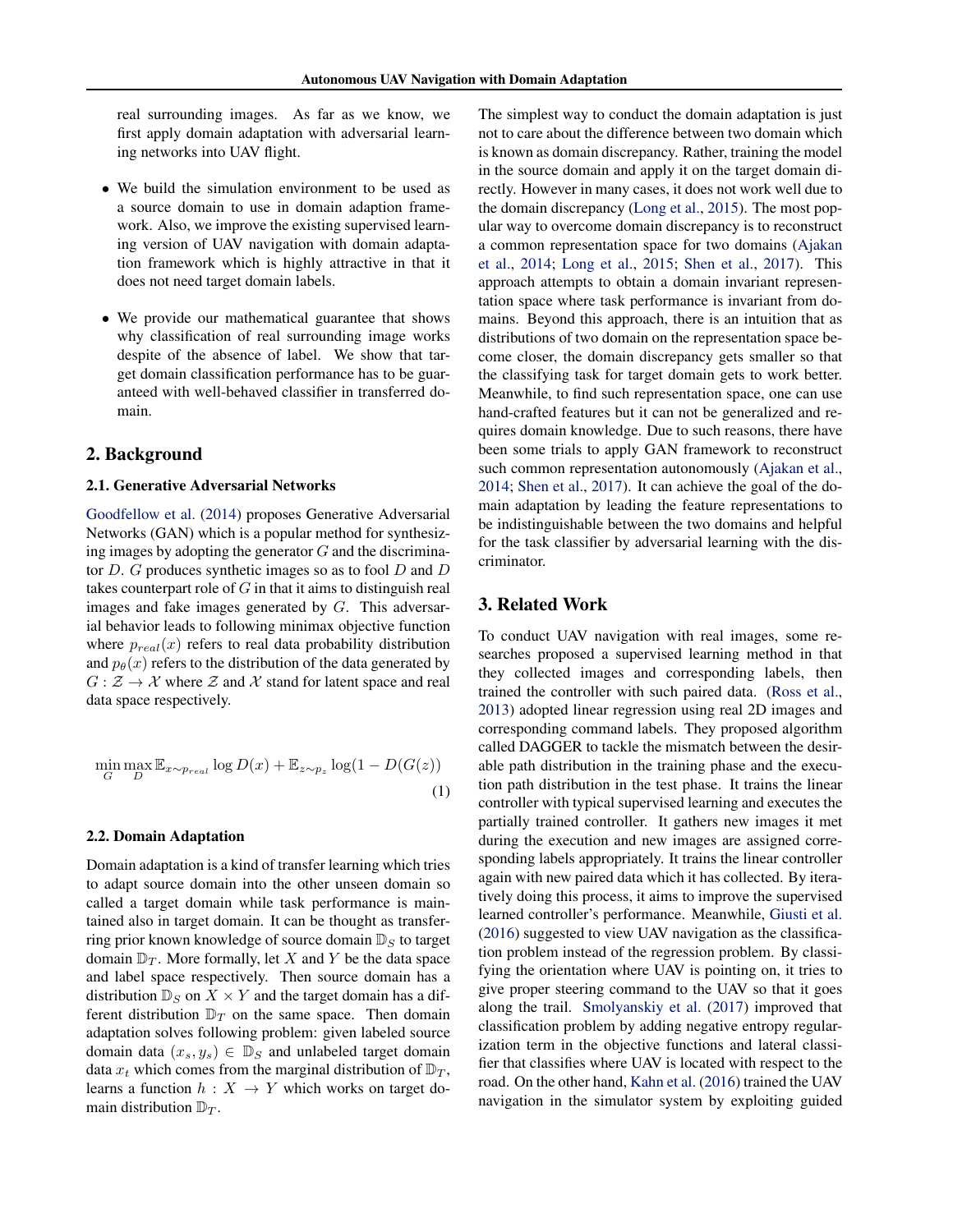real surrounding images. As far as we know, we first apply domain adaptation with adversarial learning networks into UAV flight.

- We build the simulation environment to be used as a source domain to use in domain adaption framework. Also, we improve the existing supervised learning version of UAV navigation with domain adaptation framework which is highly attractive in that it does not need target domain labels.
- We provide our mathematical guarantee that shows why classification of real surrounding image works despite of the absence of label. We show that target domain classification performance has to be guaranteed with well-behaved classifier in transferred domain.

## 2. Background

### 2.1. Generative Adversarial Networks

Goodfellow et al. (2014) proposes Generative Adversarial Networks (GAN) which is a popular method for synthesizing images by adopting the generator $G$ and the discriminator $D$. $G$ produces synthetic images so as to fool $D$ and $D$ takes counterpart role of $G$ in that it aims to distinguish real images and fake images generated by $G$. This adversarial behavior leads to following minimax objective function where $p_{real}(x)$ refers to real data probability distribution and $p_\theta(x)$ refers to the distribution of the data generated by $G : \mathcal{Z} \rightarrow \mathcal{X}$ where $\mathcal{Z}$ and $\mathcal{X}$ stand for latent space and real data space respectively.

$$\min_G \max_D \mathbb{E}_{x \sim p_{real}} \log D(x) + \mathbb{E}_{z \sim p_z} \log(1 - D(G(z))) \tag{1}$$

### 2.2. Domain Adaptation

Domain adaptation is a kind of transfer learning which tries to adapt source domain into the other unseen domain so called a target domain while task performance is maintained also in target domain. It can be thought as transferring prior known knowledge of source domain $\mathbb{D}_S$ to target domain $\mathbb{D}_T$. More formally, let $X$ and $Y$ be the data space and label space respectively. Then source domain has a distribution $\mathbb{D}_S$ on $X \times Y$ and the target domain has a different distribution $\mathbb{D}_T$ on the same space. Then domain adaptation solves following problem: given labeled source domain data $(x_s, y_s) \in \mathbb{D}_S$ and unlabeled target domain data $x_t$ which comes from the marginal distribution of $\mathbb{D}_T$, learns a function $h : X \rightarrow Y$ which works on target domain distribution $\mathbb{D}_T$.

The simplest way to conduct the domain adaptation is just not to care about the difference between two domain which is known as domain discrepancy. Rather, training the model in the source domain and apply it on the target domain directly. However in many cases, it does not work well due to the domain discrepancy (Long et al., 2015). The most popular way to overcome domain discrepancy is to reconstruct a common representation space for two domains (Ajakan et al., 2014; Long et al., 2015; Shen et al., 2017). This approach attempts to obtain a domain invariant representation space where task performance is invariant from domains. Beyond this approach, there is an intuition that as distributions of two domain on the representation space become closer, the domain discrepancy gets smaller so that the classifying task for target domain gets to work better. Meanwhile, to find such representation space, one can use hand-crafted features but it can not be generalized and requires domain knowledge. Due to such reasons, there have been some trials to apply GAN framework to reconstruct such common representation autonomously (Ajakan et al., 2014; Shen et al., 2017). It can achieve the goal of the domain adaptation by leading the feature representations to be indistinguishable between the two domains and helpful for the task classifier by adversarial learning with the discriminator.

## 3. Related Work

To conduct UAV navigation with real images, some researches proposed a supervised learning method in that they collected images and corresponding labels, then trained the controller with such paired data. (Ross et al., 2013) adopted linear regression using real 2D images and corresponding command labels. They proposed algorithm called DAGGER to tackle the mismatch between the desirable path distribution in the training phase and the execution path distribution in the test phase. It trains the linear controller with typical supervised learning and executes the partially trained controller. It gathers new images it met during the execution and new images are assigned corresponding labels appropriately. It trains the linear controller again with new paired data which it has collected. By iteratively doing this process, it aims to improve the supervised learned controller's performance. Meanwhile, Giusti et al. (2016) suggested to view UAV navigation as the classification problem instead of the regression problem. By classifying the orientation where UAV is pointing on, it tries to give proper steering command to the UAV so that it goes along the trail. Smolyanskiy et al. (2017) improved that classification problem by adding negative entropy regularization term in the objective functions and lateral classifier that classifies where UAV is located with respect to the road. On the other hand, Kahn et al. (2016) trained the UAV navigation in the simulator system by exploiting guided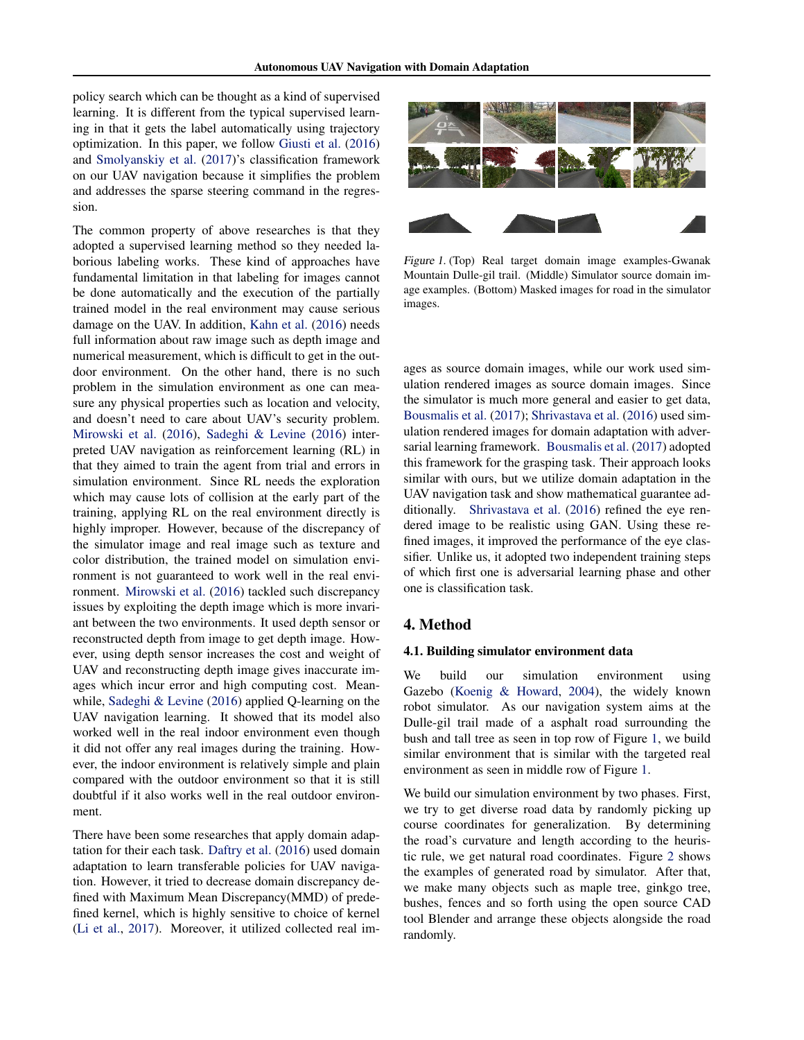policy search which can be thought as a kind of supervised learning. It is different from the typical supervised learning in that it gets the label automatically using trajectory optimization. In this paper, we follow Giusti et al. (2016) and Smolyanskiy et al. (2017)'s classification framework on our UAV navigation because it simplifies the problem and addresses the sparse steering command in the regression.

The common property of above researches is that they adopted a supervised learning method so they needed laborious labeling works. These kind of approaches have fundamental limitation in that labeling for images cannot be done automatically and the execution of the partially trained model in the real environment may cause serious damage on the UAV. In addition, Kahn et al. (2016) needs full information about raw image such as depth image and numerical measurement, which is difficult to get in the outdoor environment. On the other hand, there is no such problem in the simulation environment as one can measure any physical properties such as location and velocity, and doesn't need to care about UAV's security problem. Mirowski et al. (2016), Sadeghi & Levine (2016) interpreted UAV navigation as reinforcement learning (RL) in that they aimed to train the agent from trial and errors in simulation environment. Since RL needs the exploration which may cause lots of collision at the early part of the training, applying RL on the real environment directly is highly improper. However, because of the discrepancy of the simulator image and real image such as texture and color distribution, the trained model on simulation environment is not guaranteed to work well in the real environment. Mirowski et al. (2016) tackled such discrepancy issues by exploiting the depth image which is more invariant between the two environments. It used depth sensor or reconstructed depth from image to get depth image. However, using depth sensor increases the cost and weight of UAV and reconstructing depth image gives inaccurate images which incur error and high computing cost. Meanwhile, Sadeghi & Levine (2016) applied Q-learning on the UAV navigation learning. It showed that its model also worked well in the real indoor environment even though it did not offer any real images during the training. However, the indoor environment is relatively simple and plain compared with the outdoor environment so that it is still doubtful if it also works well in the real outdoor environment.

There have been some researches that apply domain adaptation for their each task. Daftry et al. (2016) used domain adaptation to learn transferable policies for UAV navigation. However, it tried to decrease domain discrepancy defined with Maximum Mean Discrepancy(MMD) of predefined kernel, which is highly sensitive to choice of kernel (Li et al., 2017). Moreover, it utilized collected real images as source domain images, while our work used simulation rendered images as source domain images. Since the simulator is much more general and easier to get data, Bousmalis et al. (2017); Shrivastava et al. (2016) used simulation rendered images for domain adaptation with adversarial learning framework. Bousmalis et al. (2017) adopted this framework for the grasping task. Their approach looks similar with ours, but we utilize domain adaptation in the UAV navigation task and show mathematical guarantee additionally. Shrivastava et al. (2016) refined the eye rendered image to be realistic using GAN. Using these refined images, it improved the performance of the eye classifier. Unlike us, it adopted two independent training steps of which first one is adversarial learning phase and other one is classification task.

*Figure 1.* (Top) Real target domain image examples-Gwanak Mountain Dulle-gil trail. (Middle) Simulator source domain image examples. (Bottom) Masked images for road in the simulator images.

## 4. Method

### 4.1. Building simulator environment data

We build our simulation environment using Gazebo (Koenig & Howard, 2004), the widely known robot simulator. As our navigation system aims at the Dulle-gil trail made of a asphalt road surrounding the bush and tall tree as seen in top row of Figure 1, we build similar environment that is similar with the targeted real environment as seen in middle row of Figure 1.

We build our simulation environment by two phases. First, we try to get diverse road data by randomly picking up course coordinates for generalization. By determining the road's curvature and length according to the heuristic rule, we get natural road coordinates. Figure 2 shows the examples of generated road by simulator. After that, we make many objects such as maple tree, ginkgo tree, bushes, fences and so forth using the open source CAD tool Blender and arrange these objects alongside the road randomly.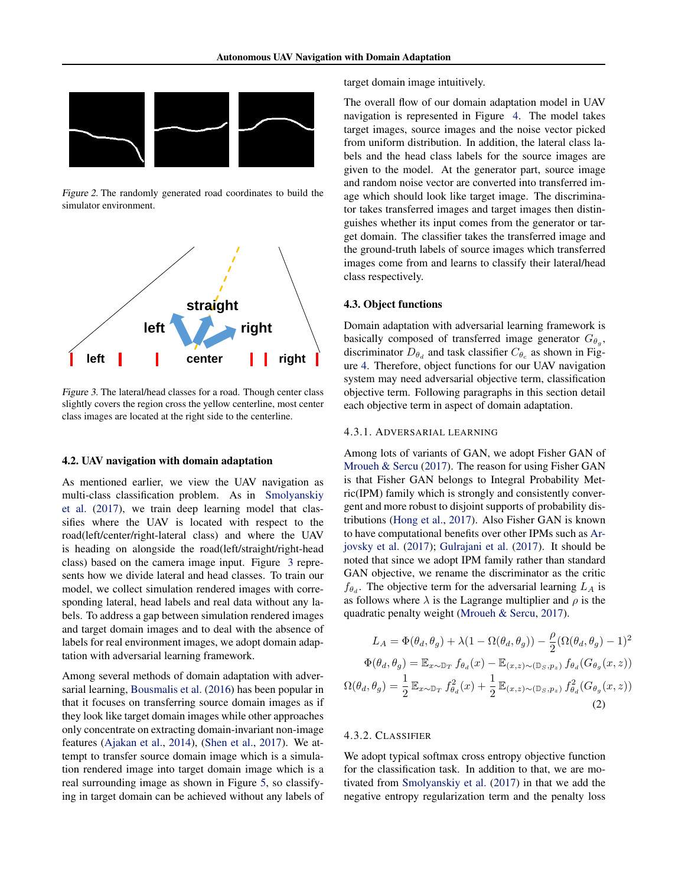Figure 2. The randomly generated road coordinates to build the simulator environment.

Figure 3. The lateral/head classes for a road. Though center class slightly covers the region cross the yellow centerline, most center class images are located at the right side to the centerline.

### 4.2. UAV navigation with domain adaptation

As mentioned earlier, we view the UAV navigation as multi-class classification problem. As in Smolyanskiy et al. (2017), we train deep learning model that classifies where the UAV is located with respect to the road(left/center/right-lateral class) and where the UAV is heading on alongside the road(left/straight/right-head class) based on the camera image input. Figure 3 represents how we divide lateral and head classes. To train our model, we collect simulation rendered images with corresponding lateral, head labels and real data without any labels. To address a gap between simulation rendered images and target domain images and to deal with the absence of labels for real environment images, we adopt domain adaptation with adversarial learning framework.

Among several methods of domain adaptation with adversarial learning, Bousmalis et al. (2016) has been popular in that it focuses on transferring source domain images as if they look like target domain images while other approaches only concentrate on extracting domain-invariant non-image features (Ajakan et al., 2014), (Shen et al., 2017). We attempt to transfer source domain image which is a simulation rendered image into target domain image which is a real surrounding image as shown in Figure 5, so classifying in target domain can be achieved without any labels of target domain image intuitively.

The overall flow of our domain adaptation model in UAV navigation is represented in Figure 4. The model takes target images, source images and the noise vector picked from uniform distribution. In addition, the lateral class labels and the head class labels for the source images are given to the model. At the generator part, source image and random noise vector are converted into transferred image which should look like target image. The discriminator takes transferred images and target images then distinguishes whether its input comes from the generator or target domain. The classifier takes the transferred image and the ground-truth labels of source images which transferred images come from and learns to classify their lateral/head class respectively.

### 4.3. Object functions

Domain adaptation with adversarial learning framework is basically composed of transferred image generator $G_{\theta_g}$, discriminator $D_{\theta_d}$ and task classifier $C_{\theta_c}$ as shown in Figure 4. Therefore, object functions for our UAV navigation system may need adversarial objective term, classification objective term. Following paragraphs in this section detail each objective term in aspect of domain adaptation.

#### 4.3.1. Adversarial learning

Among lots of variants of GAN, we adopt Fisher GAN of Mroueh & Sercu (2017). The reason for using Fisher GAN is that Fisher GAN belongs to Integral Probability Metric(IPM) family which is strongly and consistently convergent and more robust to disjoint supports of probability distributions (Hong et al., 2017). Also Fisher GAN is known to have computational benefits over other IPMs such as Arjovsky et al. (2017); Gulrajani et al. (2017). It should be noted that since we adopt IPM family rather than standard GAN objective, we rename the discriminator as the critic $f_{\theta_d}$. The objective term for the adversarial learning $L_A$ is as follows where $\lambda$ is the Lagrange multiplier and $\rho$ is the quadratic penalty weight (Mroueh & Sercu, 2017).

$$
\begin{aligned}
L_A &= \Phi(\theta_d, \theta_g) + \lambda(1 - \Omega(\theta_d, \theta_g)) - \frac{\rho}{2}(\Omega(\theta_d, \theta_g) - 1)^2 \\
\Phi(\theta_d, \theta_g) &= \mathbb{E}_{x \sim \mathbb{D}_T} f_{\theta_d}(x) - \mathbb{E}_{(x,z) \sim (\mathbb{D}_S, p_z)} f_{\theta_d}(G_{\theta_g}(x, z)) \\
\Omega(\theta_d, \theta_g) &= \frac{1}{2}\mathbb{E}_{x \sim \mathbb{D}_T} f^2_{\theta_d}(x) + \frac{1}{2}\mathbb{E}_{(x,z) \sim (\mathbb{D}_S, p_z)} f^2_{\theta_d}(G_{\theta_g}(x, z))
\end{aligned}
\tag{2}
$$

#### 4.3.2. Classifier

We adopt typical softmax cross entropy objective function for the classification task. In addition to that, we are motivated from Smolyanskiy et al. (2017) in that we add the negative entropy regularization term and the penalty loss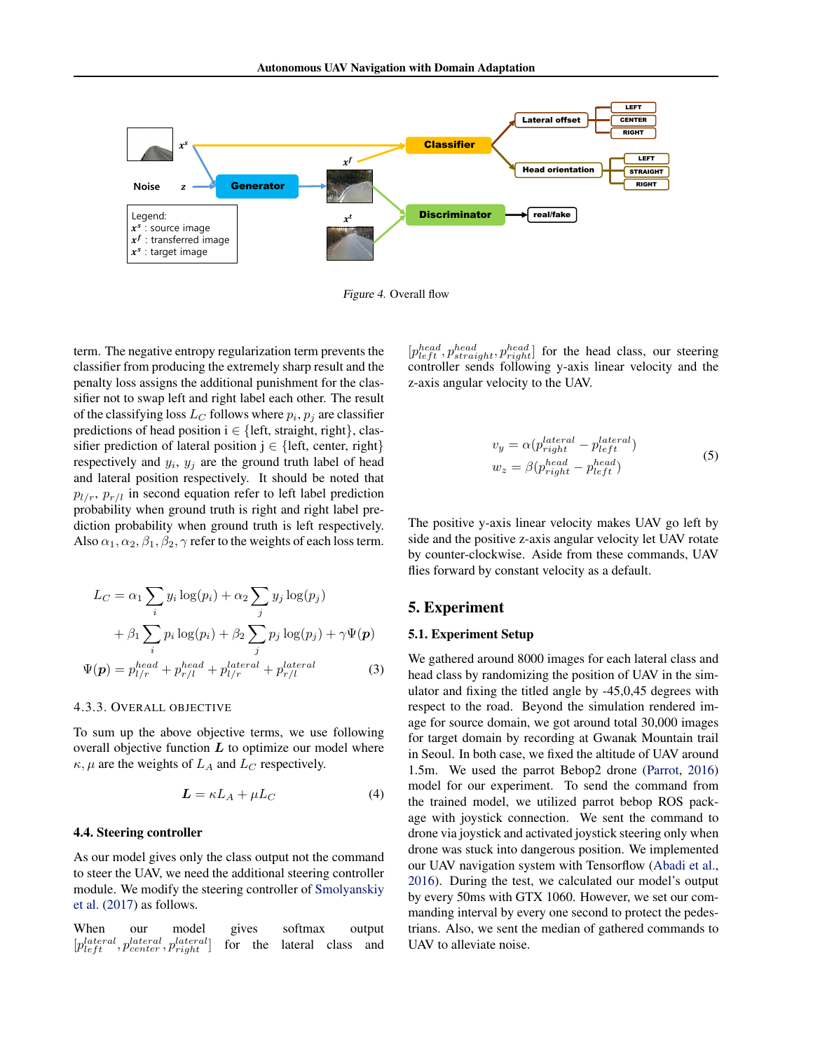Figure 4. Overall flow

term. The negative entropy regularization term prevents the classifier from producing the extremely sharp result and the penalty loss assigns the additional punishment for the classifier not to swap left and right label each other. The result of the classifying loss $L_C$ follows where $p_i, p_j$ are classifier predictions of head position i ∈ {left, straight, right}, classifier prediction of lateral position j ∈ {left, center, right} respectively and $y_i$, $y_j$ are the ground truth label of head and lateral position respectively. It should be noted that $p_{l/r}$, $p_{r/l}$ in second equation refer to left label prediction probability when ground truth is right and right label prediction probability when ground truth is left respectively. Also $\alpha_1, \alpha_2, \beta_1, \beta_2, \gamma$ refer to the weights of each loss term.

$$
\begin{aligned}
L_C &= \alpha_1 \sum_i y_i \log(p_i) + \alpha_2 \sum_j y_j \log(p_j) \\
&\quad + \beta_1 \sum_i p_i \log(p_i) + \beta_2 \sum_j p_j \log(p_j) + \gamma \Psi(\boldsymbol{p}) \\
\Psi(\boldsymbol{p}) &= p^{head}_{l/r} + p^{head}_{r/l} + p^{lateral}_{l/r} + p^{lateral}_{r/l}
\end{aligned} \tag{3}
$$

#### 4.3.3. Overall Objective

To sum up the above objective terms, we use following overall objective function $\boldsymbol{L}$ to optimize our model where $\kappa, \mu$ are the weights of $L_A$ and $L_C$ respectively.

$$
\boldsymbol{L} = \kappa L_A + \mu L_C \tag{4}
$$

### 4.4. Steering controller

As our model gives only the class output not the command to steer the UAV, we need the additional steering controller module. We modify the steering controller of Smolyanskiy et al. (2017) as follows.

When our model gives softmax output $[p^{lateral}_{left}, p^{lateral}_{center}, p^{lateral}_{right}]$ for the lateral class and $[p^{head}_{left}, p^{head}_{straight}, p^{head}_{right}]$ for the head class, our steering controller sends following y-axis linear velocity and the z-axis angular velocity to the UAV.

$$
\begin{aligned}
v_y &= \alpha(p^{lateral}_{right} - p^{lateral}_{left}) \\
w_z &= \beta(p^{head}_{right} - p^{head}_{left})
\end{aligned} \tag{5}
$$

The positive y-axis linear velocity makes UAV go left by side and the positive z-axis angular velocity let UAV rotate by counter-clockwise. Aside from these commands, UAV flies forward by constant velocity as a default.

## 5. Experiment

### 5.1. Experiment Setup

We gathered around 8000 images for each lateral class and head class by randomizing the position of UAV in the simulator and fixing the titled angle by -45,0,45 degrees with respect to the road. Beyond the simulation rendered image for source domain, we got around total 30,000 images for target domain by recording at Gwanak Mountain trail in Seoul. In both case, we fixed the altitude of UAV around 1.5m. We used the parrot Bebop2 drone (Parrot, 2016) model for our experiment. To send the command from the trained model, we utilized parrot bebop ROS package with joystick connection. We sent the command to drone via joystick and activated joystick steering only when drone was stuck into dangerous position. We implemented our UAV navigation system with Tensorflow (Abadi et al., 2016). During the test, we calculated our model's output by every 50ms with GTX 1060. However, we set our commanding interval by every one second to protect the pedestrians. Also, we sent the median of gathered commands to UAV to alleviate noise.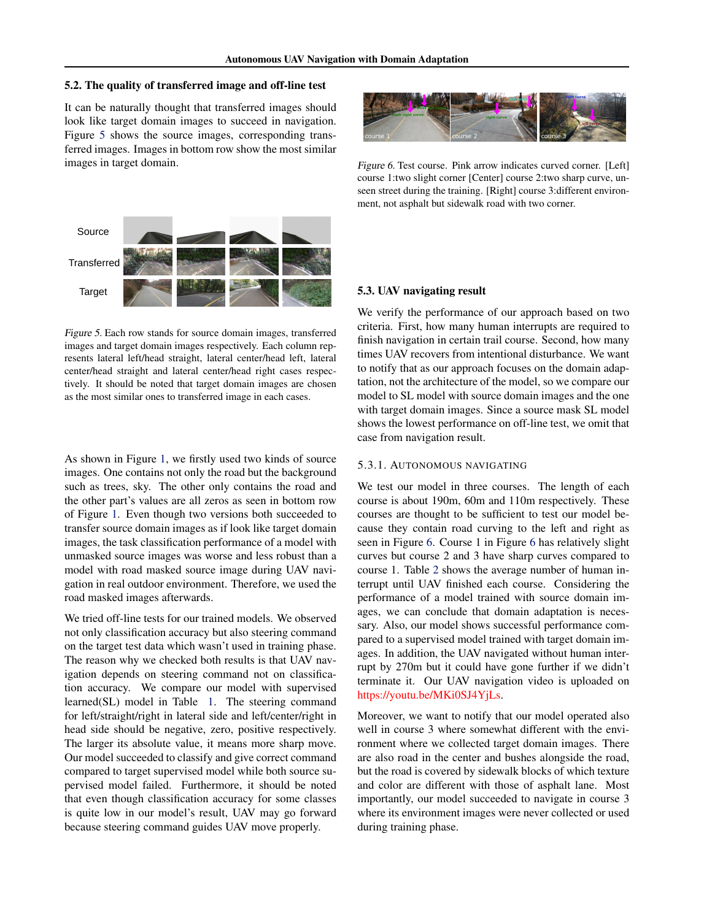## 5.2. The quality of transferred image and off-line test

It can be naturally thought that transferred images should look like target domain images to succeed in navigation. Figure 5 shows the source images, corresponding transferred images. Images in bottom row show the most similar images in target domain.

*Figure 5.* Each row stands for source domain images, transferred images and target domain images respectively. Each column represents lateral left/head straight, lateral center/head left, lateral center/head straight and lateral center/head right cases respectively. It should be noted that target domain images are chosen as the most similar ones to transferred image in each cases.

As shown in Figure 1, we firstly used two kinds of source images. One contains not only the road but the background such as trees, sky. The other only contains the road and the other part's values are all zeros as seen in bottom row of Figure 1. Even though two versions both succeeded to transfer source domain images as if look like target domain images, the task classification performance of a model with unmasked source images was worse and less robust than a model with road masked source image during UAV navigation in real outdoor environment. Therefore, we used the road masked images afterwards.

We tried off-line tests for our trained models. We observed not only classification accuracy but also steering command on the target test data which wasn't used in training phase. The reason why we checked both results is that UAV navigation depends on steering command not on classification accuracy. We compare our model with supervised learned(SL) model in Table 1. The steering command for left/straight/right in lateral side and left/center/right in head side should be negative, zero, positive respectively. The larger its absolute value, it means more sharp move. Our model succeeded to classify and give correct command compared to target supervised model while both source supervised model failed. Furthermore, it should be noted that even though classification accuracy for some classes is quite low in our model's result, UAV may go forward because steering command guides UAV move properly.

*Figure 6.* Test course. Pink arrow indicates curved corner. [Left] course 1:two slight corner [Center] course 2:two sharp curve, unseen street during the training. [Right] course 3:different environment, not asphalt but sidewalk road with two corner.

## 5.3. UAV navigating result

We verify the performance of our approach based on two criteria. First, how many human interrupts are required to finish navigation in certain trail course. Second, how many times UAV recovers from intentional disturbance. We want to notify that as our approach focuses on the domain adaptation, not the architecture of the model, so we compare our model to SL model with source domain images and the one with target domain images. Since a source mask SL model shows the lowest performance on off-line test, we omit that case from navigation result.

### 5.3.1. Autonomous navigating

We test our model in three courses. The length of each course is about 190m, 60m and 110m respectively. These courses are thought to be sufficient to test our model because they contain road curving to the left and right as seen in Figure 6. Course 1 in Figure 6 has relatively slight curves but course 2 and 3 have sharp curves compared to course 1. Table 2 shows the average number of human interrupt until UAV finished each course. Considering the performance of a model trained with source domain images, we can conclude that domain adaptation is necessary. Also, our model shows successful performance compared to a supervised model trained with target domain images. In addition, the UAV navigated without human interrupt by 270m but it could have gone further if we didn't terminate it. Our UAV navigation video is uploaded on https://youtu.be/MKi0SJ4YjLs.

Moreover, we want to notify that our model operated also well in course 3 where somewhat different with the environment where we collected target domain images. There are also road in the center and bushes alongside the road, but the road is covered by sidewalk blocks of which texture and color are different with those of asphalt lane. Most importantly, our model succeeded to navigate in course 3 where its environment images were never collected or used during training phase.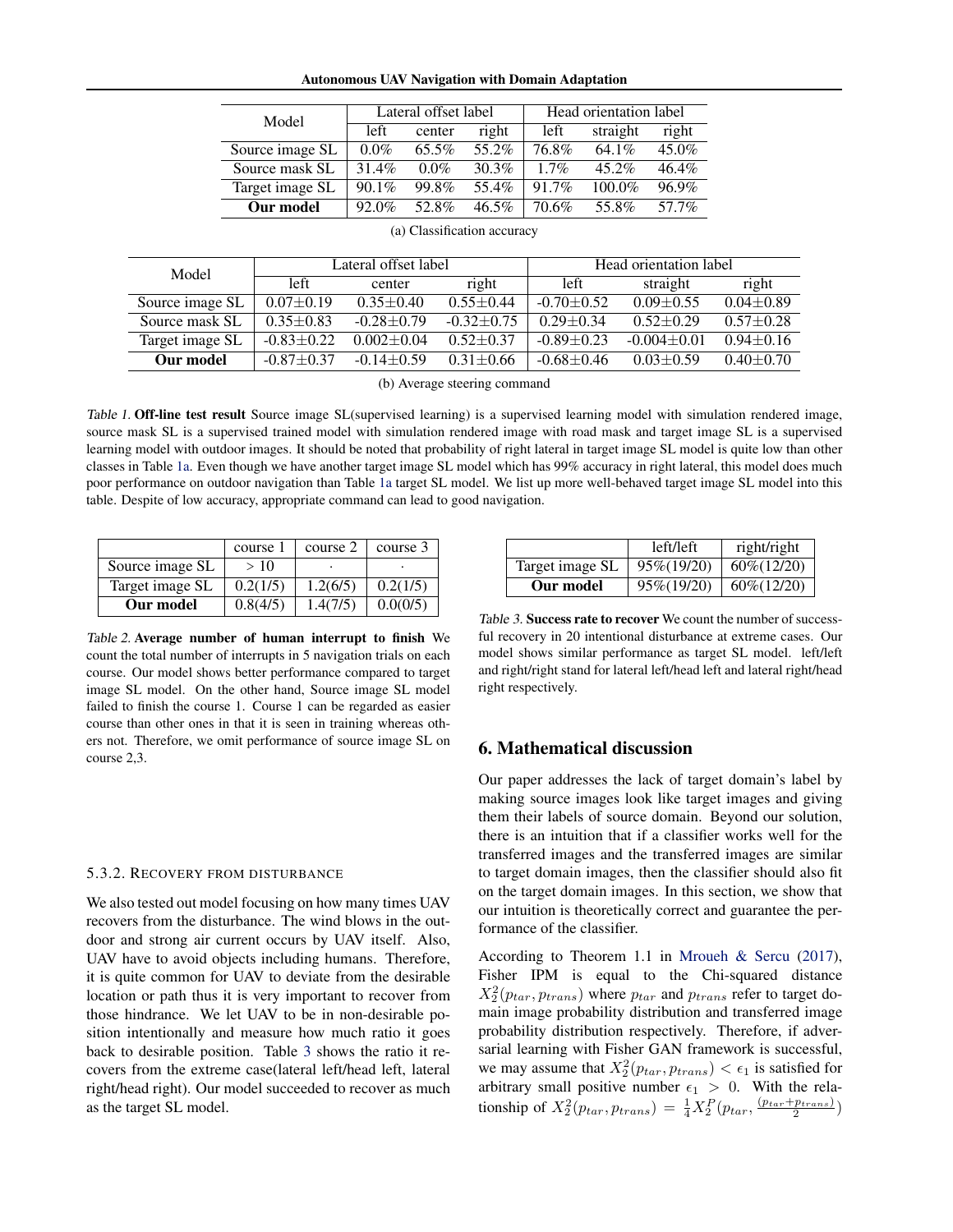| Model | Lateral offset label | | | Head orientation label | | |
|---|---|---|---|---|---|---|
| | left | center | right | left | straight | right |
| Source image SL | 0.0% | 65.5% | 55.2% | 76.8% | 64.1% | 45.0% |
| Source mask SL | 31.4% | 0.0% | 30.3% | 1.7% | 45.2% | 46.4% |
| Target image SL | 90.1% | 99.8% | 55.4% | 91.7% | 100.0% | 96.9% |
| **Our model** | 92.0% | 52.8% | 46.5% | 70.6% | 55.8% | 57.7% |

(a) Classification accuracy

| Model | Lateral offset label | | | Head orientation label | | |
|---|---|---|---|---|---|---|
| | left | center | right | left | straight | right |
| Source image SL | 0.07±0.19 | 0.35±0.40 | 0.55±0.44 | -0.70±0.52 | 0.09±0.55 | 0.04±0.89 |
| Source mask SL | 0.35±0.83 | -0.28±0.79 | -0.32±0.75 | 0.29±0.34 | 0.52±0.29 | 0.57±0.28 |
| Target image SL | -0.83±0.22 | 0.002±0.04 | 0.52±0.37 | -0.89±0.23 | -0.004±0.01 | 0.94±0.16 |
| **Our model** | -0.87±0.37 | -0.14±0.59 | 0.31±0.66 | -0.68±0.46 | 0.03±0.59 | 0.40±0.70 |

(b) Average steering command

*Table 1.* **Off-line test result** Source image SL(supervised learning) is a supervised learning model with simulation rendered image, source mask SL is a supervised trained model with simulation rendered image with road mask and target image SL is a supervised learning model with outdoor images. It should be noted that probability of right lateral in target image SL model is quite low than other classes in Table 1a. Even though we have another target image SL model which has 99% accuracy in right lateral, this model does much poor performance on outdoor navigation than Table 1a target SL model. We list up more well-behaved target image SL model into this table. Despite of low accuracy, appropriate command can lead to good navigation.

| | course 1 | course 2 | course 3 |
|---|---|---|---|
| Source image SL | > 10 | · | · |
| Target image SL | 0.2(1/5) | 1.2(6/5) | 0.2(1/5) |
| **Our model** | 0.8(4/5) | 1.4(7/5) | 0.0(0/5) |

*Table 2.* **Average number of human interrupt to finish** We count the total number of interrupts in 5 navigation trials on each course. Our model shows better performance compared to target image SL model. On the other hand, Source image SL model failed to finish the course 1. Course 1 can be regarded as easier course than other ones in that it is seen in training whereas others not. Therefore, we omit performance of source image SL on course 2,3.

#### 5.3.2. Recovery from disturbance

We also tested out model focusing on how many times UAV recovers from the disturbance. The wind blows in the outdoor and strong air current occurs by UAV itself. Also, UAV have to avoid objects including humans. Therefore, it is quite common for UAV to deviate from the desirable location or path thus it is very important to recover from those hindrance. We let UAV to be in non-desirable position intentionally and measure how much ratio it goes back to desirable position. Table 3 shows the ratio it recovers from the extreme case(lateral left/head left, lateral right/head right). Our model succeeded to recover as much as the target SL model.

| | left/left | right/right |
|---|---|---|
| Target image SL | 95%(19/20) | 60%(12/20) |
| **Our model** | 95%(19/20) | 60%(12/20) |

*Table 3.* **Success rate to recover** We count the number of successful recovery in 20 intentional disturbance at extreme cases. Our model shows similar performance as target SL model. left/left and right/right stand for lateral left/head left and lateral right/head right respectively.

## 6. Mathematical discussion

Our paper addresses the lack of target domain's label by making source images look like target images and giving them their labels of source domain. Beyond our solution, there is an intuition that if a classifier works well for the transferred images and the transferred images are similar to target domain images, then the classifier should also fit on the target domain images. In this section, we show that our intuition is theoretically correct and guarantee the performance of the classifier.

According to Theorem 1.1 in Mroueh & Sercu (2017), Fisher IPM is equal to the Chi-squared distance $X_2^2(p_{tar}, p_{trans})$ where $p_{tar}$ and $p_{trans}$ refer to target domain image probability distribution and transferred image probability distribution respectively. Therefore, if adversarial learning with Fisher GAN framework is successful, we may assume that $X_2^2(p_{tar}, p_{trans}) < \epsilon_1$ is satisfied for arbitrary small positive number $\epsilon_1 > 0$. With the relationship of $X_2^2(p_{tar}, p_{trans}) = \frac{1}{4}X_2^P(p_{tar}, \frac{(p_{tar}+p_{trans})}{2})$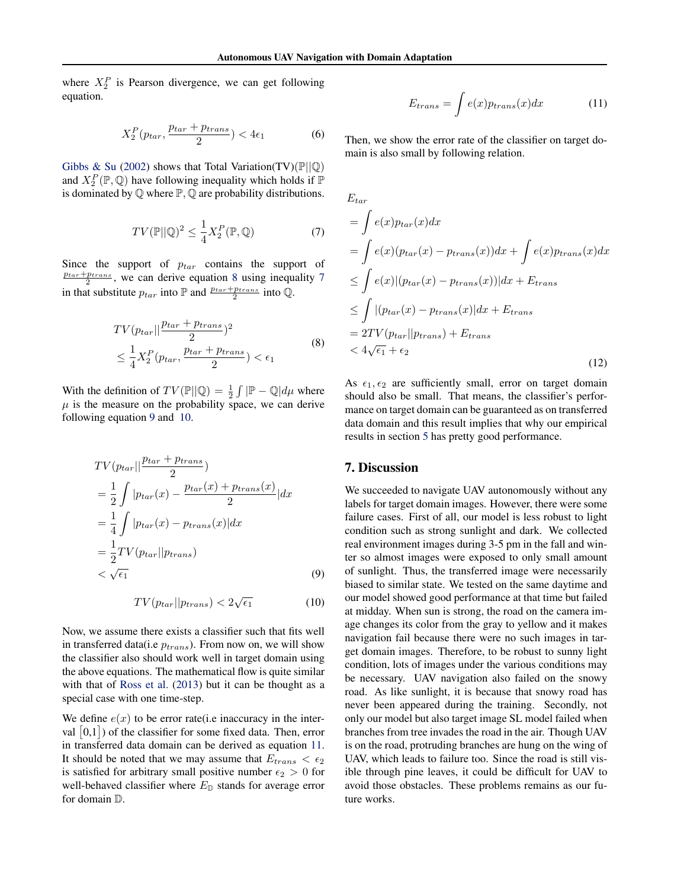where $X_2^P$ is Pearson divergence, we can get following equation.

$$X_2^P(p_{tar}, \frac{p_{tar} + p_{trans}}{2}) < 4\epsilon_1 \tag{6}$$

Gibbs & Su (2002) shows that Total Variation(TV)($\mathbb{P}||\mathbb{Q}$) and $X_2^P(\mathbb{P}, \mathbb{Q})$ have following inequality which holds if $\mathbb{P}$ is dominated by $\mathbb{Q}$ where $\mathbb{P}, \mathbb{Q}$ are probability distributions.

$$TV(\mathbb{P}||\mathbb{Q})^2 \leq \frac{1}{4} X_2^P(\mathbb{P}, \mathbb{Q}) \tag{7}$$

Since the support of $p_{tar}$ contains the support of $\frac{p_{tar}+p_{trans}}{2}$, we can derive equation 8 using inequality 7 in that substitute $p_{tar}$ into $\mathbb{P}$ and $\frac{p_{tar}+p_{trans}}{2}$ into $\mathbb{Q}$.

$$\begin{aligned} &TV(p_{tar}||\frac{p_{tar} + p_{trans}}{2})^2 \\ &\leq \frac{1}{4} X_2^P(p_{tar}, \frac{p_{tar} + p_{trans}}{2}) < \epsilon_1 \end{aligned} \tag{8}$$

With the definition of $TV(\mathbb{P}||\mathbb{Q}) = \frac{1}{2}\int |\mathbb{P} - \mathbb{Q}| d\mu$ where $\mu$ is the measure on the probability space, we can derive following equation 9 and 10.

$$\begin{aligned} &TV(p_{tar}||\frac{p_{tar} + p_{trans}}{2}) \\ &= \frac{1}{2} \int |p_{tar}(x) - \frac{p_{tar}(x) + p_{trans}(x)}{2}| dx \\ &= \frac{1}{4} \int |p_{tar}(x) - p_{trans}(x)| dx \\ &= \frac{1}{2} TV(p_{tar}||p_{trans}) \\ &< \sqrt{\epsilon_1} \end{aligned} \tag{9}$$

$$TV(p_{tar}||p_{trans}) < 2\sqrt{\epsilon_1} \tag{10}$$

Now, we assume there exists a classifier such that fits well in transferred data(i.e $p_{trans}$). From now on, we will show the classifier also should work well in target domain using the above equations. The mathematical flow is quite similar with that of Ross et al. (2013) but it can be thought as a special case with one time-step.

We define $e(x)$ to be error rate(i.e inaccuracy in the interval $[0,1]$) of the classifier for some fixed data. Then, error in transferred data domain can be derived as equation 11. It should be noted that we may assume that $E_{trans} < \epsilon_2$ is satisfied for arbitrary small positive number $\epsilon_2 > 0$ for well-behaved classifier where $E_{\mathbb{D}}$ stands for average error for domain $\mathbb{D}$.

$$E_{trans} = \int e(x) p_{trans}(x) dx \tag{11}$$

Then, we show the error rate of the classifier on target domain is also small by following relation.

$$\begin{aligned} &E_{tar} \\ &= \int e(x) p_{tar}(x) dx \\ &= \int e(x)(p_{tar}(x) - p_{trans}(x)) dx + \int e(x) p_{trans}(x) dx \\ &\leq \int e(x) |(p_{tar}(x) - p_{trans}(x))| dx + E_{trans} \\ &\leq \int |(p_{tar}(x) - p_{trans}(x)| dx + E_{trans} \\ &= 2TV(p_{tar}||p_{trans}) + E_{trans} \\ &< 4\sqrt{\epsilon_1} + \epsilon_2 \end{aligned} \tag{12}$$

As $\epsilon_1, \epsilon_2$ are sufficiently small, error on target domain should also be small. That means, the classifier's performance on target domain can be guaranteed as on transferred data domain and this result implies that why our empirical results in section 5 has pretty good performance.

## 7. Discussion

We succeeded to navigate UAV autonomously without any labels for target domain images. However, there were some failure cases. First of all, our model is less robust to light condition such as strong sunlight and dark. We collected real environment images during 3-5 pm in the fall and winter so almost images were exposed to only small amount of sunlight. Thus, the transferred image were necessarily biased to similar state. We tested on the same daytime and our model showed good performance at that time but failed at midday. When sun is strong, the road on the camera image changes its color from the gray to yellow and it makes navigation fail because there were no such images in target domain images. Therefore, to be robust to sunny light condition, lots of images under the various conditions may be necessary. UAV navigation also failed on the snowy road. As like sunlight, it is because that snowy road has never been appeared during the training. Secondly, not only our model but also target image SL model failed when branches from tree invades the road in the air. Though UAV is on the road, protruding branches are hung on the wing of UAV, which leads to failure too. Since the road is still visible through pine leaves, it could be difficult for UAV to avoid those obstacles. These problems remains as our future works.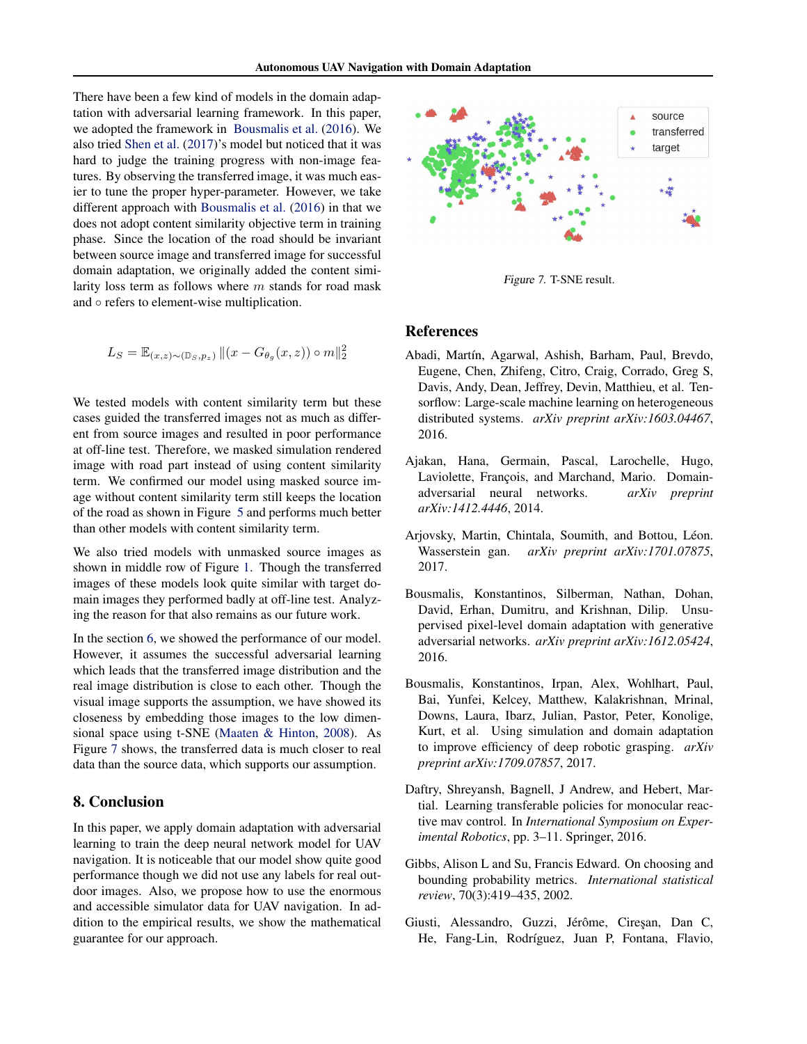There have been a few kind of models in the domain adaptation with adversarial learning framework. In this paper, we adopted the framework in Bousmalis et al. (2016). We also tried Shen et al. (2017)'s model but noticed that it was hard to judge the training progress with non-image features. By observing the transferred image, it was much easier to tune the proper hyper-parameter. However, we take different approach with Bousmalis et al. (2016) in that we does not adopt content similarity objective term in training phase. Since the location of the road should be invariant between source image and transferred image for successful domain adaptation, we originally added the content similarity loss term as follows where $m$ stands for road mask and $\circ$ refers to element-wise multiplication.

$$L_S = \mathbb{E}_{(x,z)\sim(\mathbb{D}_S, p_z)} \|(x - G_{\theta_g}(x,z)) \circ m\|_2^2$$

We tested models with content similarity term but these cases guided the transferred images not as much as different from source images and resulted in poor performance at off-line test. Therefore, we masked simulation rendered image with road part instead of using content similarity term. We confirmed our model using masked source image without content similarity term still keeps the location of the road as shown in Figure 5 and performs much better than other models with content similarity term.

We also tried models with unmasked source images as shown in middle row of Figure 1. Though the transferred images of these models look quite similar with target domain images they performed badly at off-line test. Analyzing the reason for that also remains as our future work.

In the section 6, we showed the performance of our model. However, it assumes the successful adversarial learning which leads that the transferred image distribution and the real image distribution is close to each other. Though the visual image supports the assumption, we have showed its closeness by embedding those images to the low dimensional space using t-SNE (Maaten & Hinton, 2008). As Figure 7 shows, the transferred data is much closer to real data than the source data, which supports our assumption.

*Figure 7.* T-SNE result.

## 8. Conclusion

In this paper, we apply domain adaptation with adversarial learning to train the deep neural network model for UAV navigation. It is noticeable that our model show quite good performance though we did not use any labels for real outdoor images. Also, we propose how to use the enormous and accessible simulator data for UAV navigation. In addition to the empirical results, we show the mathematical guarantee for our approach.

## References

Abadi, Martín, Agarwal, Ashish, Barham, Paul, Brevdo, Eugene, Chen, Zhifeng, Citro, Craig, Corrado, Greg S, Davis, Andy, Dean, Jeffrey, Devin, Matthieu, et al. Tensorflow: Large-scale machine learning on heterogeneous distributed systems. *arXiv preprint arXiv:1603.04467*, 2016.

Ajakan, Hana, Germain, Pascal, Larochelle, Hugo, Laviolette, François, and Marchand, Mario. Domain-adversarial neural networks. *arXiv preprint arXiv:1412.4446*, 2014.

Arjovsky, Martin, Chintala, Soumith, and Bottou, Léon. Wasserstein gan. *arXiv preprint arXiv:1701.07875*, 2017.

Bousmalis, Konstantinos, Silberman, Nathan, Dohan, David, Erhan, Dumitru, and Krishnan, Dilip. Unsupervised pixel-level domain adaptation with generative adversarial networks. *arXiv preprint arXiv:1612.05424*, 2016.

Bousmalis, Konstantinos, Irpan, Alex, Wohlhart, Paul, Bai, Yunfei, Kelcey, Matthew, Kalakrishnan, Mrinal, Downs, Laura, Ibarz, Julian, Pastor, Peter, Konolige, Kurt, et al. Using simulation and domain adaptation to improve efficiency of deep robotic grasping. *arXiv preprint arXiv:1709.07857*, 2017.

Daftry, Shreyansh, Bagnell, J Andrew, and Hebert, Martial. Learning transferable policies for monocular reactive mav control. In *International Symposium on Experimental Robotics*, pp. 3–11. Springer, 2016.

Gibbs, Alison L and Su, Francis Edward. On choosing and bounding probability metrics. *International statistical review*, 70(3):419–435, 2002.

Giusti, Alessandro, Guzzi, Jérôme, Cireşan, Dan C, He, Fang-Lin, Rodríguez, Juan P, Fontana, Flavio,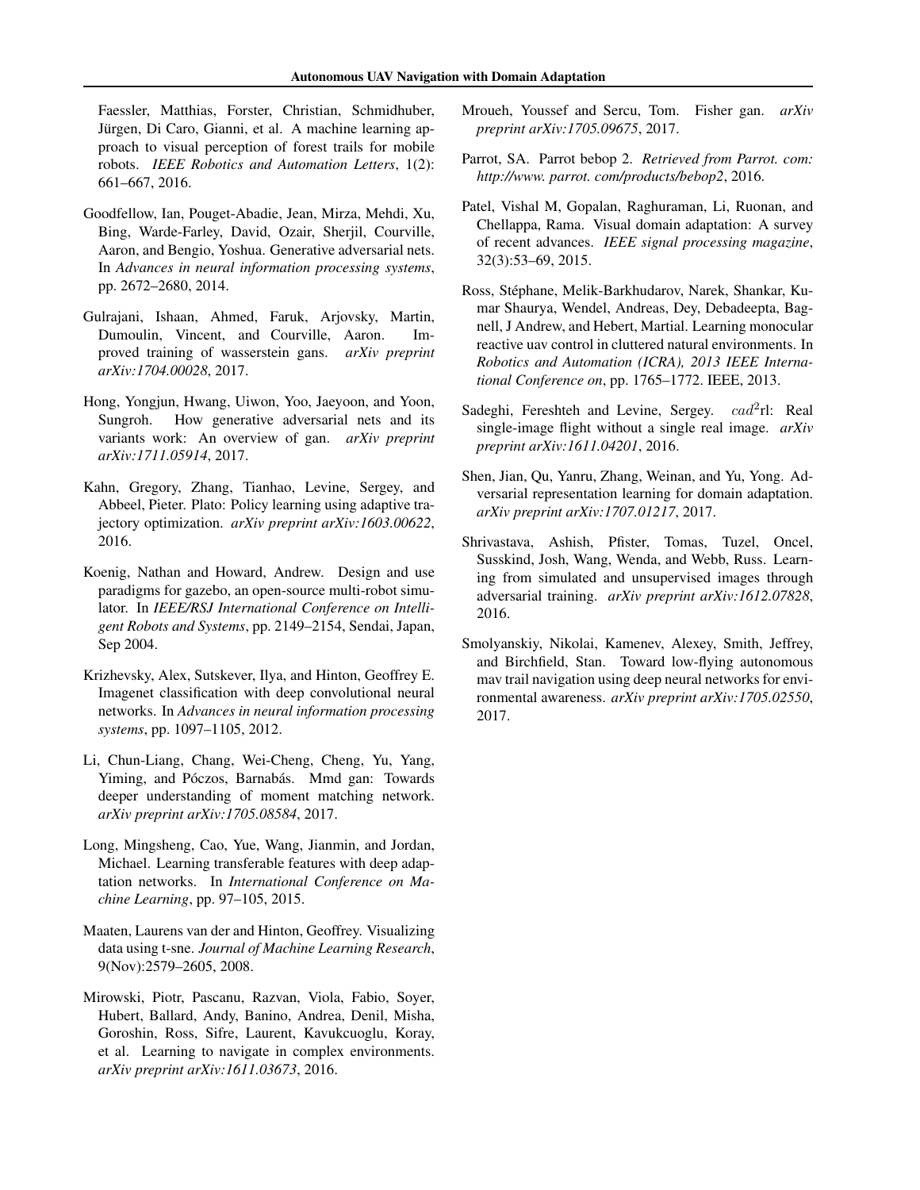Faessler, Matthias, Forster, Christian, Schmidhuber, Jürgen, Di Caro, Gianni, et al. A machine learning approach to visual perception of forest trails for mobile robots. *IEEE Robotics and Automation Letters*, 1(2): 661–667, 2016.

Goodfellow, Ian, Pouget-Abadie, Jean, Mirza, Mehdi, Xu, Bing, Warde-Farley, David, Ozair, Sherjil, Courville, Aaron, and Bengio, Yoshua. Generative adversarial nets. In *Advances in neural information processing systems*, pp. 2672–2680, 2014.

Gulrajani, Ishaan, Ahmed, Faruk, Arjovsky, Martin, Dumoulin, Vincent, and Courville, Aaron. Improved training of wasserstein gans. *arXiv preprint arXiv:1704.00028*, 2017.

Hong, Yongjun, Hwang, Uiwon, Yoo, Jaeyoon, and Yoon, Sungroh. How generative adversarial nets and its variants work: An overview of gan. *arXiv preprint arXiv:1711.05914*, 2017.

Kahn, Gregory, Zhang, Tianhao, Levine, Sergey, and Abbeel, Pieter. Plato: Policy learning using adaptive trajectory optimization. *arXiv preprint arXiv:1603.00622*, 2016.

Koenig, Nathan and Howard, Andrew. Design and use paradigms for gazebo, an open-source multi-robot simulator. In *IEEE/RSJ International Conference on Intelligent Robots and Systems*, pp. 2149–2154, Sendai, Japan, Sep 2004.

Krizhevsky, Alex, Sutskever, Ilya, and Hinton, Geoffrey E. Imagenet classification with deep convolutional neural networks. In *Advances in neural information processing systems*, pp. 1097–1105, 2012.

Li, Chun-Liang, Chang, Wei-Cheng, Cheng, Yu, Yang, Yiming, and Póczos, Barnabás. Mmd gan: Towards deeper understanding of moment matching network. *arXiv preprint arXiv:1705.08584*, 2017.

Long, Mingsheng, Cao, Yue, Wang, Jianmin, and Jordan, Michael. Learning transferable features with deep adaptation networks. In *International Conference on Machine Learning*, pp. 97–105, 2015.

Maaten, Laurens van der and Hinton, Geoffrey. Visualizing data using t-sne. *Journal of Machine Learning Research*, 9(Nov):2579–2605, 2008.

Mirowski, Piotr, Pascanu, Razvan, Viola, Fabio, Soyer, Hubert, Ballard, Andy, Banino, Andrea, Denil, Misha, Goroshin, Ross, Sifre, Laurent, Kavukcuoglu, Koray, et al. Learning to navigate in complex environments. *arXiv preprint arXiv:1611.03673*, 2016.

Mroueh, Youssef and Sercu, Tom. Fisher gan. *arXiv preprint arXiv:1705.09675*, 2017.

Parrot, SA. Parrot bebop 2. *Retrieved from Parrot. com: http://www. parrot. com/products/bebop2*, 2016.

Patel, Vishal M, Gopalan, Raghuraman, Li, Ruonan, and Chellappa, Rama. Visual domain adaptation: A survey of recent advances. *IEEE signal processing magazine*, 32(3):53–69, 2015.

Ross, Stéphane, Melik-Barkhudarov, Narek, Shankar, Kumar Shaurya, Wendel, Andreas, Dey, Debadeepta, Bagnell, J Andrew, and Hebert, Martial. Learning monocular reactive uav control in cluttered natural environments. In *Robotics and Automation (ICRA), 2013 IEEE International Conference on*, pp. 1765–1772. IEEE, 2013.

Sadeghi, Fereshteh and Levine, Sergey. $cad^2$rl: Real single-image flight without a single real image. *arXiv preprint arXiv:1611.04201*, 2016.

Shen, Jian, Qu, Yanru, Zhang, Weinan, and Yu, Yong. Adversarial representation learning for domain adaptation. *arXiv preprint arXiv:1707.01217*, 2017.

Shrivastava, Ashish, Pfister, Tomas, Tuzel, Oncel, Susskind, Josh, Wang, Wenda, and Webb, Russ. Learning from simulated and unsupervised images through adversarial training. *arXiv preprint arXiv:1612.07828*, 2016.

Smolyanskiy, Nikolai, Kamenev, Alexey, Smith, Jeffrey, and Birchfield, Stan. Toward low-flying autonomous mav trail navigation using deep neural networks for environmental awareness. *arXiv preprint arXiv:1705.02550*, 2017.